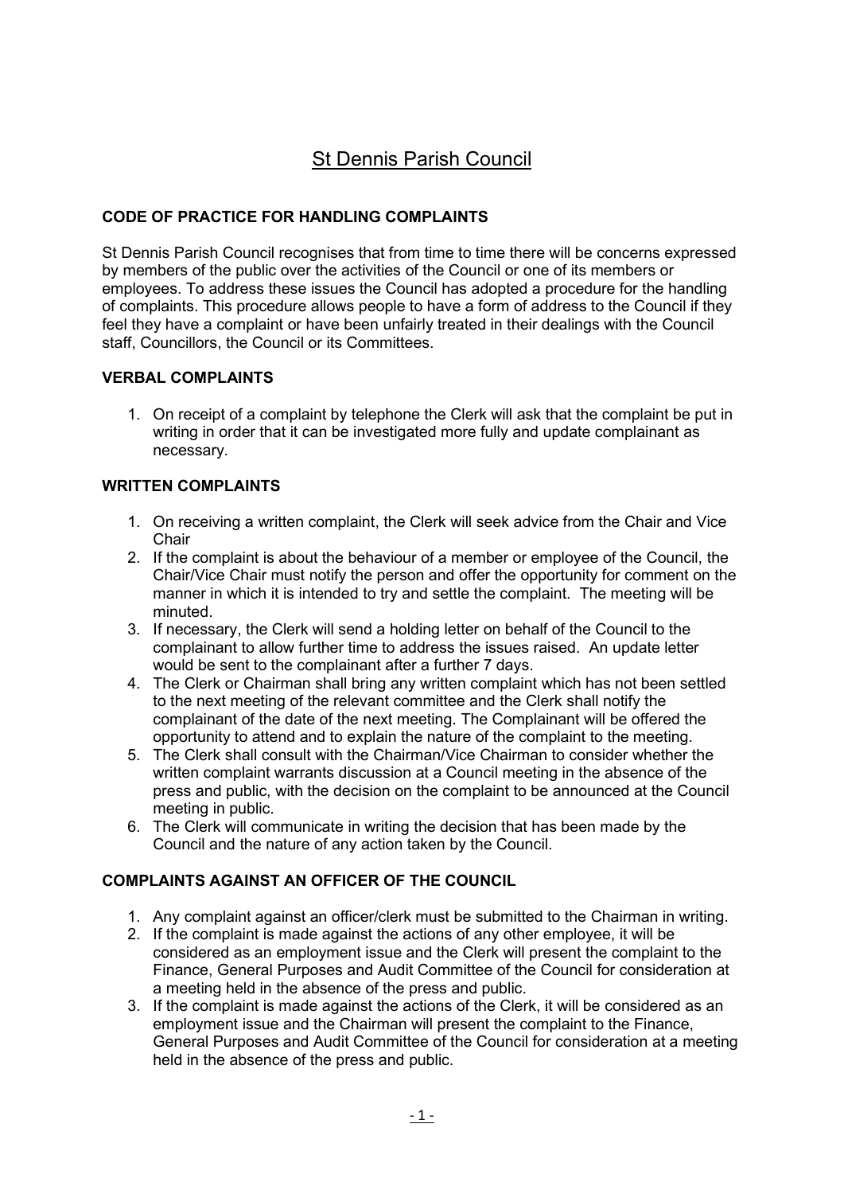# St Dennis Parish Council

## CODE OF PRACTICE FOR HANDLING COMPLAINTS

St Dennis Parish Council recognises that from time to time there will be concerns expressed by members of the public over the activities of the Council or one of its members or employees. To address these issues the Council has adopted a procedure for the handling of complaints. This procedure allows people to have a form of address to the Council if they feel they have a complaint or have been unfairly treated in their dealings with the Council staff, Councillors, the Council or its Committees.

## VERBAL COMPLAINTS

1. On receipt of a complaint by telephone the Clerk will ask that the complaint be put in writing in order that it can be investigated more fully and update complainant as necessary.

## WRITTEN COMPLAINTS

1. On receiving a written complaint, the Clerk will seek advice from the Chair and Vice Chair
2. If the complaint is about the behaviour of a member or employee of the Council, the Chair/Vice Chair must notify the person and offer the opportunity for comment on the manner in which it is intended to try and settle the complaint. The meeting will be minuted.
3. If necessary, the Clerk will send a holding letter on behalf of the Council to the complainant to allow further time to address the issues raised. An update letter would be sent to the complainant after a further 7 days.
4. The Clerk or Chairman shall bring any written complaint which has not been settled to the next meeting of the relevant committee and the Clerk shall notify the complainant of the date of the next meeting. The Complainant will be offered the opportunity to attend and to explain the nature of the complaint to the meeting.
5. The Clerk shall consult with the Chairman/Vice Chairman to consider whether the written complaint warrants discussion at a Council meeting in the absence of the press and public, with the decision on the complaint to be announced at the Council meeting in public.
6. The Clerk will communicate in writing the decision that has been made by the Council and the nature of any action taken by the Council.

## COMPLAINTS AGAINST AN OFFICER OF THE COUNCIL

1. Any complaint against an officer/clerk must be submitted to the Chairman in writing.
2. If the complaint is made against the actions of any other employee, it will be considered as an employment issue and the Clerk will present the complaint to the Finance, General Purposes and Audit Committee of the Council for consideration at a meeting held in the absence of the press and public.
3. If the complaint is made against the actions of the Clerk, it will be considered as an employment issue and the Chairman will present the complaint to the Finance, General Purposes and Audit Committee of the Council for consideration at a meeting held in the absence of the press and public.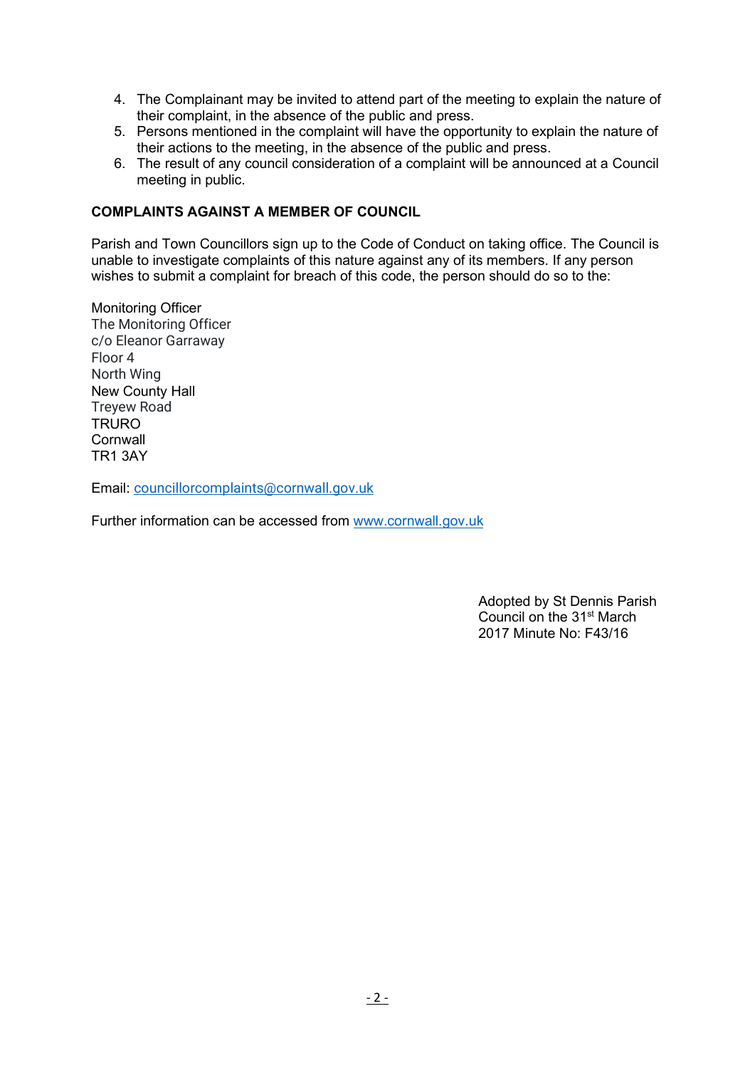4. The Complainant may be invited to attend part of the meeting to explain the nature of their complaint, in the absence of the public and press.
5. Persons mentioned in the complaint will have the opportunity to explain the nature of their actions to the meeting, in the absence of the public and press.
6. The result of any council consideration of a complaint will be announced at a Council meeting in public.

**COMPLAINTS AGAINST A MEMBER OF COUNCIL**

Parish and Town Councillors sign up to the Code of Conduct on taking office. The Council is unable to investigate complaints of this nature against any of its members. If any person wishes to submit a complaint for breach of this code, the person should do so to the:

Monitoring Officer
The Monitoring Officer
c/o Eleanor Garraway
Floor 4
North Wing
New County Hall
Treyew Road
TRURO
Cornwall
TR1 3AY

Email: councillorcomplaints@cornwall.gov.uk

Further information can be accessed from www.cornwall.gov.uk

Adopted by St Dennis Parish Council on the 31st March 2017 Minute No: F43/16